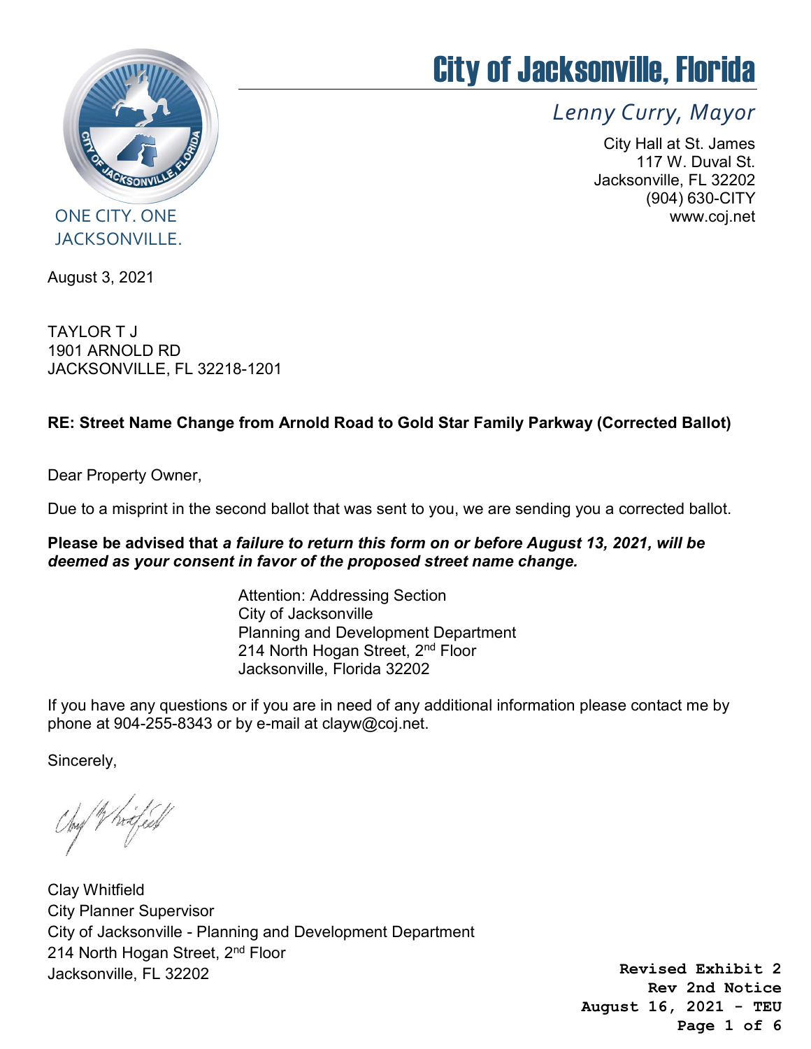# City of Jacksonville, Florida

*Lenny Curry, Mayor*

City Hall at St. James
117 W. Duval St.
Jacksonville, FL 32202
(904) 630-CITY
www.coj.net

ONE CITY. ONE JACKSONVILLE.

August 3, 2021

TAYLOR T J
1901 ARNOLD RD
JACKSONVILLE, FL 32218-1201

**RE: Street Name Change from Arnold Road to Gold Star Family Parkway (Corrected Ballot)**

Dear Property Owner,

Due to a misprint in the second ballot that was sent to you, we are sending you a corrected ballot.

**Please be advised that *a failure to return this form on or before August 13, 2021, will be deemed as your consent in favor of the proposed street name change.***

Attention: Addressing Section
City of Jacksonville
Planning and Development Department
214 North Hogan Street, 2nd Floor
Jacksonville, Florida 32202

If you have any questions or if you are in need of any additional information please contact me by phone at 904-255-8343 or by e-mail at clayw@coj.net.

Sincerely,

Clay Whitfield
City Planner Supervisor
City of Jacksonville - Planning and Development Department
214 North Hogan Street, 2nd Floor
Jacksonville, FL 32202

**Revised Exhibit 2**
**Rev 2nd Notice**
**August 16, 2021 - TEU**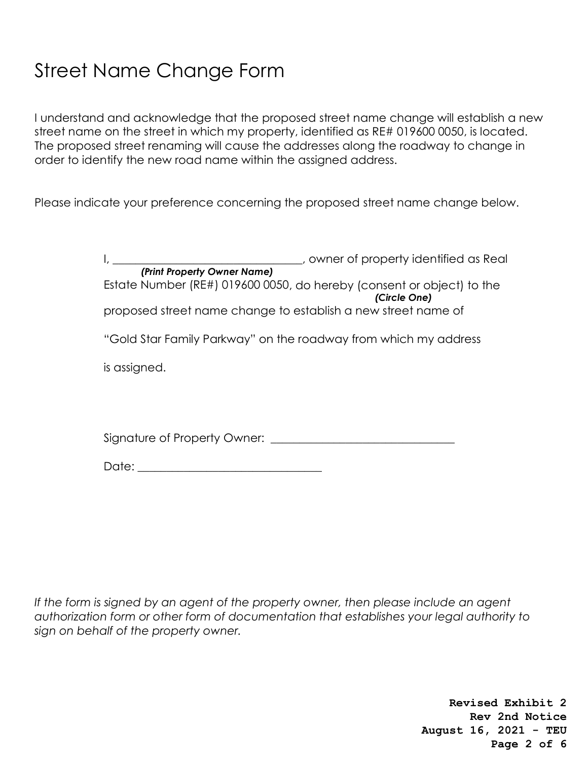# Street Name Change Form

I understand and acknowledge that the proposed street name change will establish a new street name on the street in which my property, identified as RE# 019600 0050, is located. The proposed street renaming will cause the addresses along the roadway to change in order to identify the new road name within the assigned address.

Please indicate your preference concerning the proposed street name change below.

I, ________________________________, owner of property identified as Real
*(Print Property Owner Name)*
Estate Number (RE#) 019600 0050, do hereby (consent or object) to the
*(Circle One)*
proposed street name change to establish a new street name of

"Gold Star Family Parkway" on the roadway from which my address

is assigned.

Signature of Property Owner: ______________________________

Date: ______________________________

*If the form is signed by an agent of the property owner, then please include an agent authorization form or other form of documentation that establishes your legal authority to sign on behalf of the property owner.*

**Revised Exhibit 2**
**Rev 2nd Notice**
**August 16, 2021 - TEU**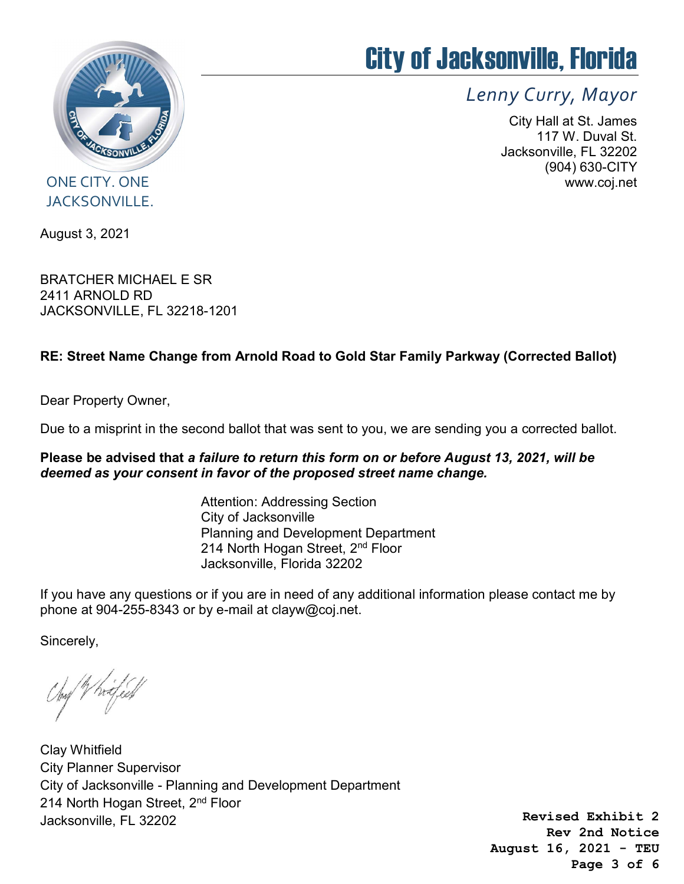# City of Jacksonville, Florida

*Lenny Curry, Mayor*

City Hall at St. James
117 W. Duval St.
Jacksonville, FL 32202
(904) 630-CITY
www.coj.net

ONE CITY. ONE JACKSONVILLE.

August 3, 2021

BRATCHER MICHAEL E SR
2411 ARNOLD RD
JACKSONVILLE, FL 32218-1201

**RE: Street Name Change from Arnold Road to Gold Star Family Parkway (Corrected Ballot)**

Dear Property Owner,

Due to a misprint in the second ballot that was sent to you, we are sending you a corrected ballot.

**Please be advised that *a failure to return this form on or before August 13, 2021, will be deemed as your consent in favor of the proposed street name change.***

Attention: Addressing Section
City of Jacksonville
Planning and Development Department
214 North Hogan Street, 2nd Floor
Jacksonville, Florida 32202

If you have any questions or if you are in need of any additional information please contact me by phone at 904-255-8343 or by e-mail at clayw@coj.net.

Sincerely,

Clay Whitfield
City Planner Supervisor
City of Jacksonville - Planning and Development Department
214 North Hogan Street, 2nd Floor
Jacksonville, FL 32202

**Revised Exhibit 2**
**Rev 2nd Notice**
**August 16, 2021 - TEU**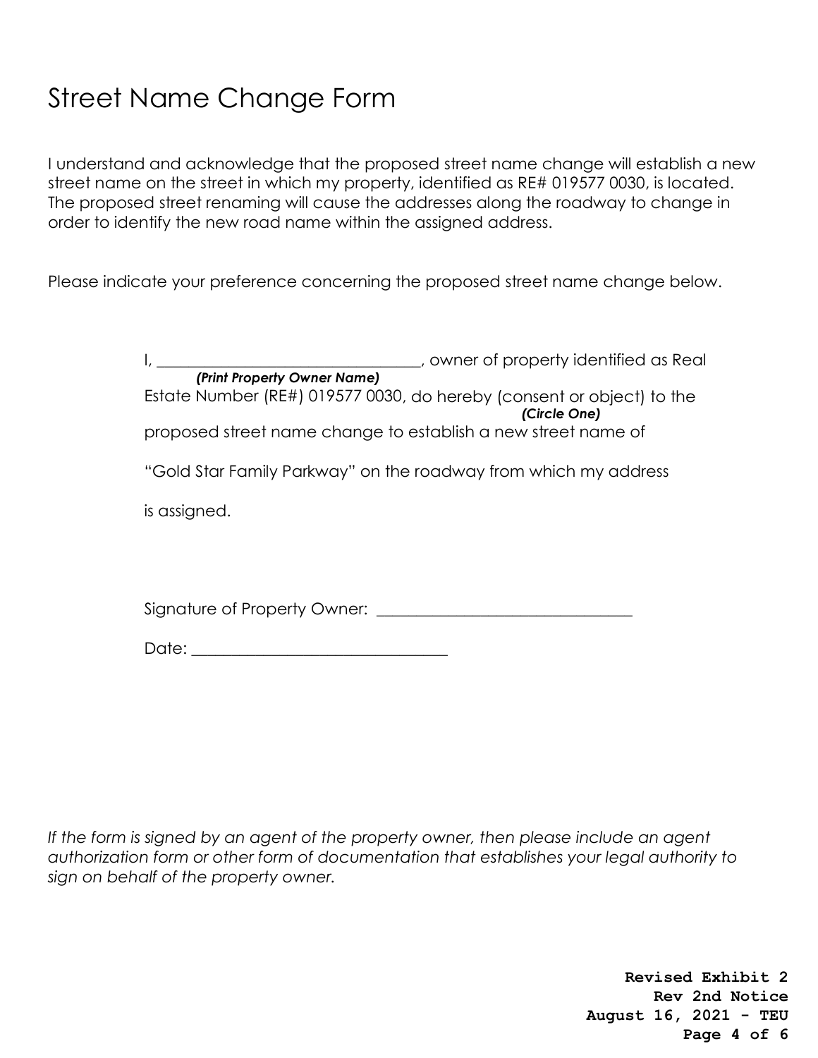# Street Name Change Form

I understand and acknowledge that the proposed street name change will establish a new street name on the street in which my property, identified as RE# 019577 0030, is located. The proposed street renaming will cause the addresses along the roadway to change in order to identify the new road name within the assigned address.

Please indicate your preference concerning the proposed street name change below.

I, ________________________________, owner of property identified as Real
***(Print Property Owner Name)***
Estate Number (RE#) 019577 0030, do hereby (consent or object) to the
***(Circle One)***
proposed street name change to establish a new street name of

"Gold Star Family Parkway" on the roadway from which my address

is assigned.

Signature of Property Owner: ______________________________

Date: ______________________________

*If the form is signed by an agent of the property owner, then please include an agent authorization form or other form of documentation that establishes your legal authority to sign on behalf of the property owner.*

**Revised Exhibit 2**
**Rev 2nd Notice**
**August 16, 2021 - TEU**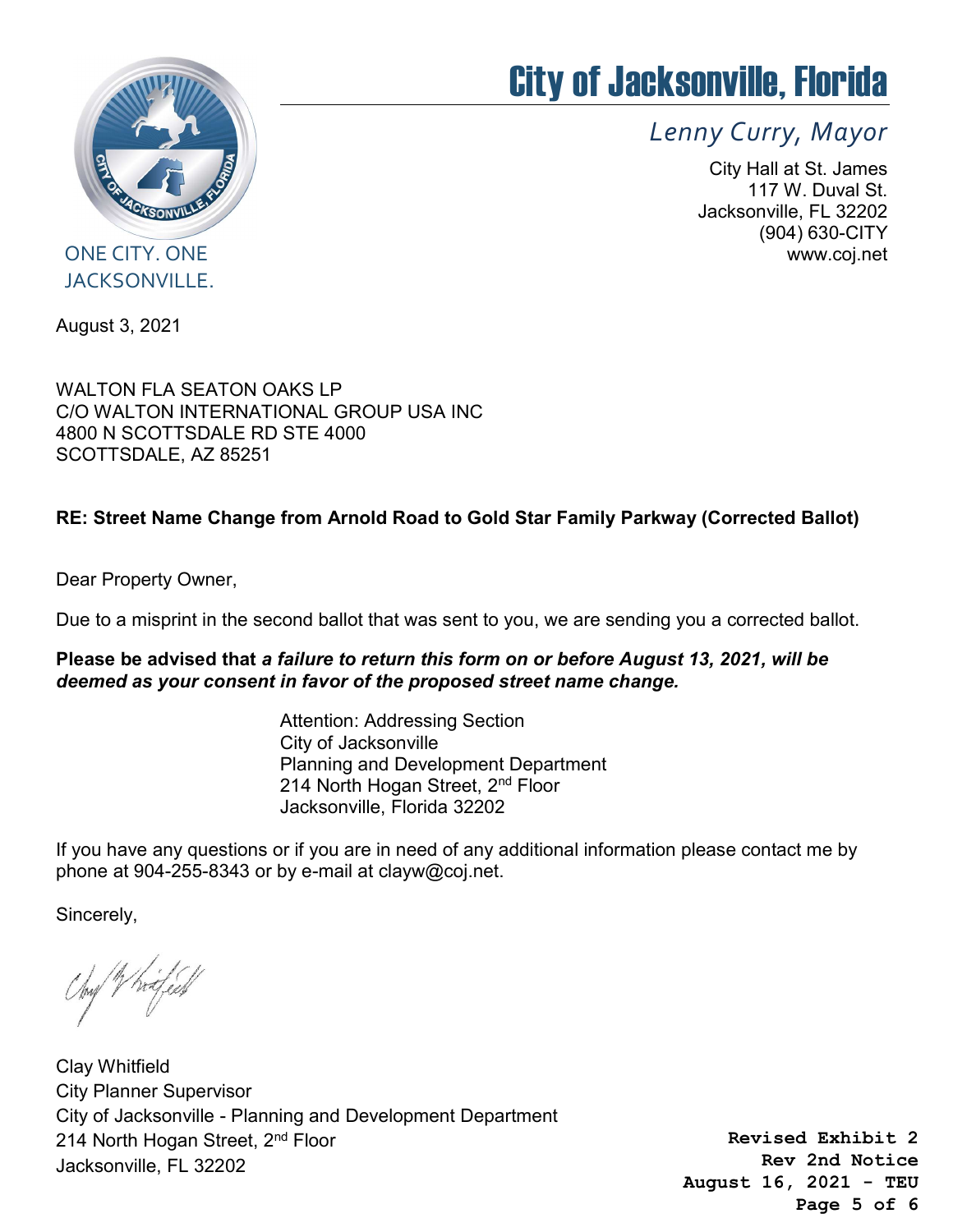# City of Jacksonville, Florida

*Lenny Curry, Mayor*

City Hall at St. James
117 W. Duval St.
Jacksonville, FL 32202
(904) 630-CITY
www.coj.net

ONE CITY. ONE JACKSONVILLE.

August 3, 2021

WALTON FLA SEATON OAKS LP
C/O WALTON INTERNATIONAL GROUP USA INC
4800 N SCOTTSDALE RD STE 4000
SCOTTSDALE, AZ 85251

**RE: Street Name Change from Arnold Road to Gold Star Family Parkway (Corrected Ballot)**

Dear Property Owner,

Due to a misprint in the second ballot that was sent to you, we are sending you a corrected ballot.

**Please be advised that *a failure to return this form on or before August 13, 2021, will be deemed as your consent in favor of the proposed street name change.***

Attention: Addressing Section
City of Jacksonville
Planning and Development Department
214 North Hogan Street, 2nd Floor
Jacksonville, Florida 32202

If you have any questions or if you are in need of any additional information please contact me by phone at 904-255-8343 or by e-mail at clayw@coj.net.

Sincerely,

Clay Whitfield
City Planner Supervisor
City of Jacksonville - Planning and Development Department
214 North Hogan Street, 2nd Floor
Jacksonville, FL 32202

**Revised Exhibit 2**
**Rev 2nd Notice**
**August 16, 2021 - TEU**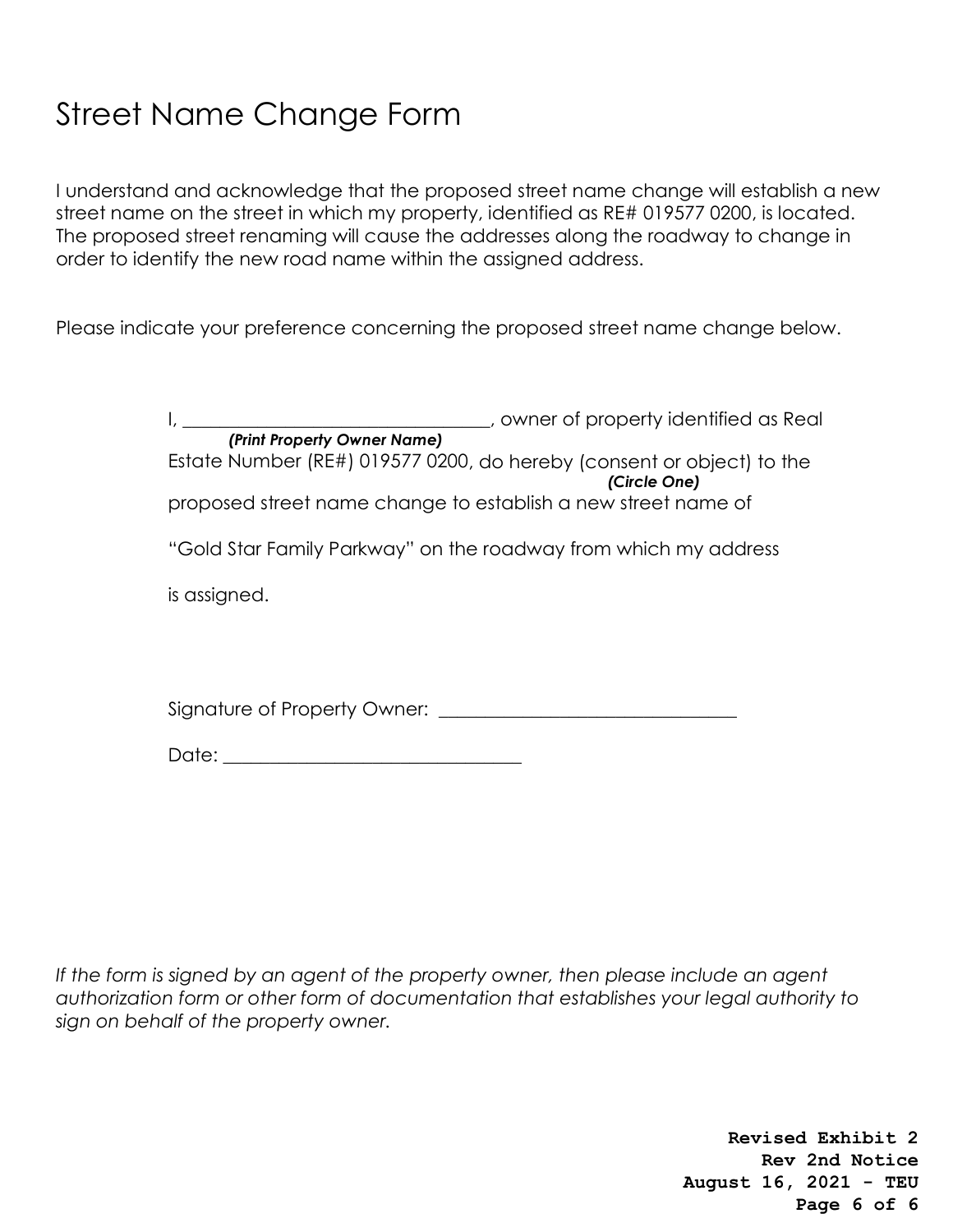# Street Name Change Form

I understand and acknowledge that the proposed street name change will establish a new street name on the street in which my property, identified as RE# 019577 0200, is located. The proposed street renaming will cause the addresses along the roadway to change in order to identify the new road name within the assigned address.

Please indicate your preference concerning the proposed street name change below.

I, _________________________________, owner of property identified as Real
***(Print Property Owner Name)***
Estate Number (RE#) 019577 0200, do hereby (consent or object) to the
***(Circle One)***
proposed street name change to establish a new street name of

"Gold Star Family Parkway" on the roadway from which my address

is assigned.

Signature of Property Owner: _______________________________

Date: _______________________________

*If the form is signed by an agent of the property owner, then please include an agent authorization form or other form of documentation that establishes your legal authority to sign on behalf of the property owner.*

**Revised Exhibit 2**
**Rev 2nd Notice**
**August 16, 2021 - TEU**